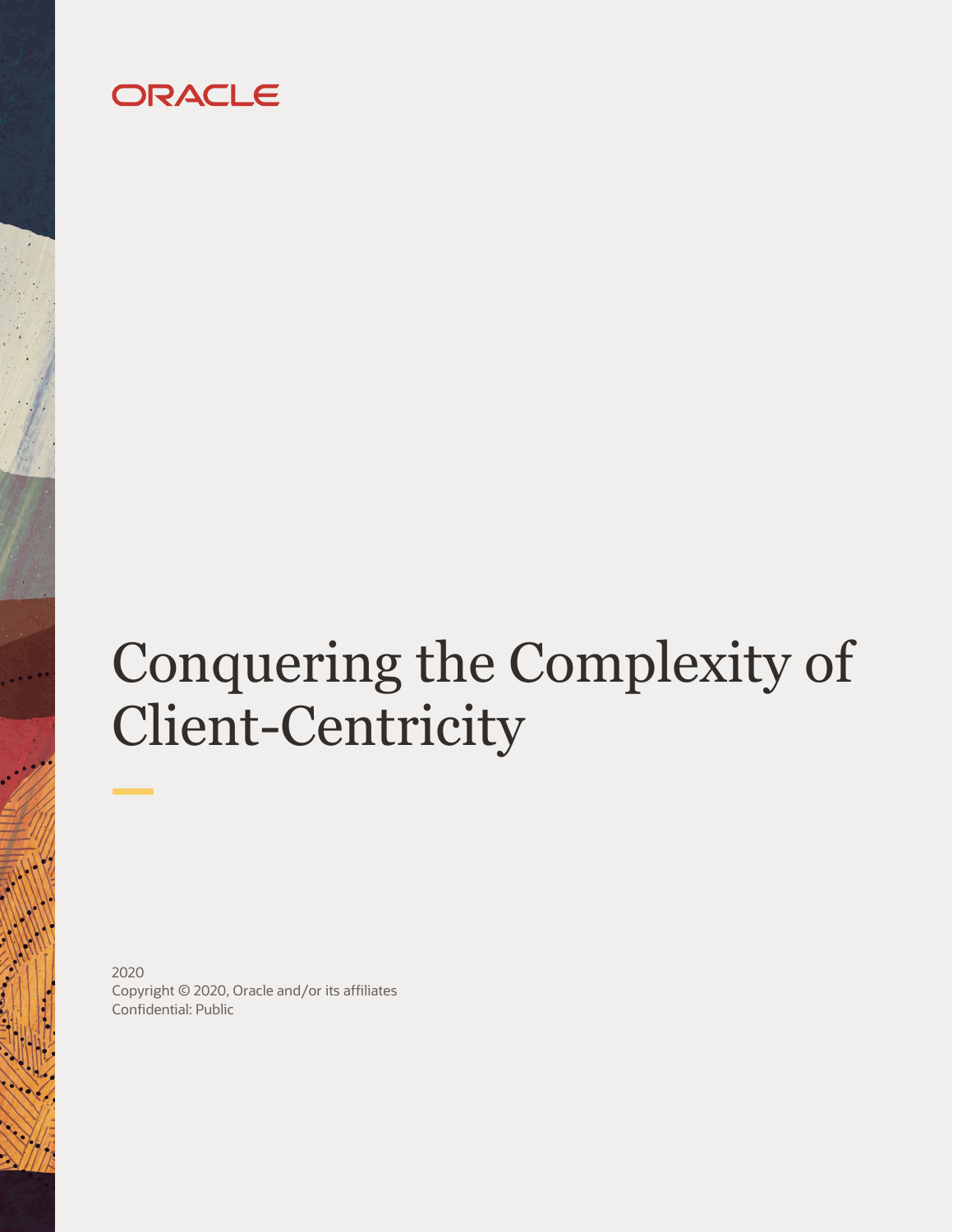ORACLE

# Conquering the Complexity of Client-Centricity

2020
Copyright © 2020, Oracle and/or its affiliates
Confidential: Public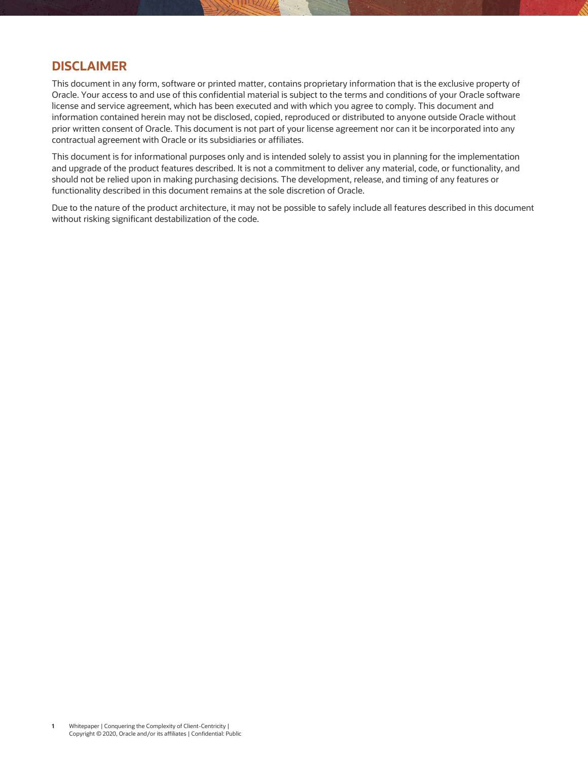## DISCLAIMER

This document in any form, software or printed matter, contains proprietary information that is the exclusive property of Oracle. Your access to and use of this confidential material is subject to the terms and conditions of your Oracle software license and service agreement, which has been executed and with which you agree to comply. This document and information contained herein may not be disclosed, copied, reproduced or distributed to anyone outside Oracle without prior written consent of Oracle. This document is not part of your license agreement nor can it be incorporated into any contractual agreement with Oracle or its subsidiaries or affiliates.

This document is for informational purposes only and is intended solely to assist you in planning for the implementation and upgrade of the product features described. It is not a commitment to deliver any material, code, or functionality, and should not be relied upon in making purchasing decisions. The development, release, and timing of any features or functionality described in this document remains at the sole discretion of Oracle.

Due to the nature of the product architecture, it may not be possible to safely include all features described in this document without risking significant destabilization of the code.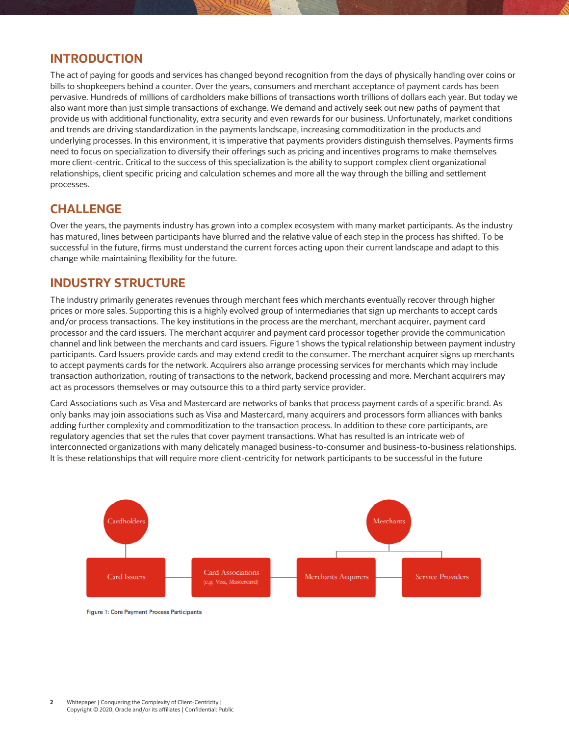## INTRODUCTION

The act of paying for goods and services has changed beyond recognition from the days of physically handing over coins or bills to shopkeepers behind a counter. Over the years, consumers and merchant acceptance of payment cards has been pervasive. Hundreds of millions of cardholders make billions of transactions worth trillions of dollars each year. But today we also want more than just simple transactions of exchange. We demand and actively seek out new paths of payment that provide us with additional functionality, extra security and even rewards for our business. Unfortunately, market conditions and trends are driving standardization in the payments landscape, increasing commoditization in the products and underlying processes. In this environment, it is imperative that payments providers distinguish themselves. Payments firms need to focus on specialization to diversify their offerings such as pricing and incentives programs to make themselves more client-centric. Critical to the success of this specialization is the ability to support complex client organizational relationships, client specific pricing and calculation schemes and more all the way through the billing and settlement processes.

## CHALLENGE

Over the years, the payments industry has grown into a complex ecosystem with many market participants. As the industry has matured, lines between participants have blurred and the relative value of each step in the process has shifted. To be successful in the future, firms must understand the current forces acting upon their current landscape and adapt to this change while maintaining flexibility for the future.

## INDUSTRY STRUCTURE

The industry primarily generates revenues through merchant fees which merchants eventually recover through higher prices or more sales. Supporting this is a highly evolved group of intermediaries that sign up merchants to accept cards and/or process transactions. The key institutions in the process are the merchant, merchant acquirer, payment card processor and the card issuers. The merchant acquirer and payment card processor together provide the communication channel and link between the merchants and card issuers. Figure 1 shows the typical relationship between payment industry participants. Card Issuers provide cards and may extend credit to the consumer. The merchant acquirer signs up merchants to accept payments cards for the network. Acquirers also arrange processing services for merchants which may include transaction authorization, routing of transactions to the network, backend processing and more. Merchant acquirers may act as processors themselves or may outsource this to a third party service provider.

Card Associations such as Visa and Mastercard are networks of banks that process payment cards of a specific brand. As only banks may join associations such as Visa and Mastercard, many acquirers and processors form alliances with banks adding further complexity and commoditization to the transaction process. In addition to these core participants, are regulatory agencies that set the rules that cover payment transactions. What has resulted is an intricate web of interconnected organizations with many delicately managed business-to-consumer and business-to-business relationships. It is these relationships that will require more client-centricity for network participants to be successful in the future

Cardholders — Card Issuers — Card Associations (e.g. Visa, Mastercard) — Merchants Acquirers — Service Providers — Merchants

Figure 1: Core Payment Process Participants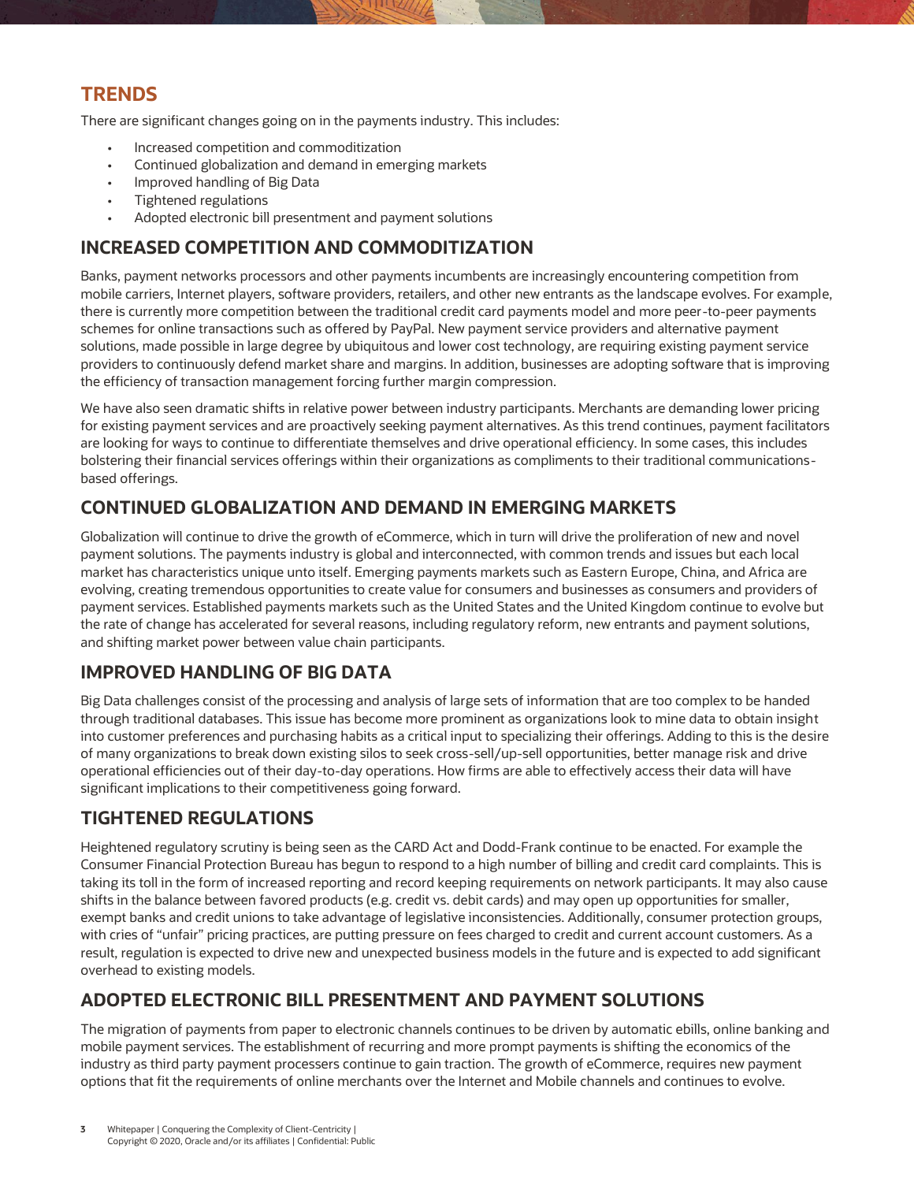## TRENDS

There are significant changes going on in the payments industry. This includes:

- Increased competition and commoditization
- Continued globalization and demand in emerging markets
- Improved handling of Big Data
- Tightened regulations
- Adopted electronic bill presentment and payment solutions

## INCREASED COMPETITION AND COMMODITIZATION

Banks, payment networks processors and other payments incumbents are increasingly encountering competition from mobile carriers, Internet players, software providers, retailers, and other new entrants as the landscape evolves. For example, there is currently more competition between the traditional credit card payments model and more peer-to-peer payments schemes for online transactions such as offered by PayPal. New payment service providers and alternative payment solutions, made possible in large degree by ubiquitous and lower cost technology, are requiring existing payment service providers to continuously defend market share and margins. In addition, businesses are adopting software that is improving the efficiency of transaction management forcing further margin compression.

We have also seen dramatic shifts in relative power between industry participants. Merchants are demanding lower pricing for existing payment services and are proactively seeking payment alternatives. As this trend continues, payment facilitators are looking for ways to continue to differentiate themselves and drive operational efficiency. In some cases, this includes bolstering their financial services offerings within their organizations as compliments to their traditional communications-based offerings.

## CONTINUED GLOBALIZATION AND DEMAND IN EMERGING MARKETS

Globalization will continue to drive the growth of eCommerce, which in turn will drive the proliferation of new and novel payment solutions. The payments industry is global and interconnected, with common trends and issues but each local market has characteristics unique unto itself. Emerging payments markets such as Eastern Europe, China, and Africa are evolving, creating tremendous opportunities to create value for consumers and businesses as consumers and providers of payment services. Established payments markets such as the United States and the United Kingdom continue to evolve but the rate of change has accelerated for several reasons, including regulatory reform, new entrants and payment solutions, and shifting market power between value chain participants.

## IMPROVED HANDLING OF BIG DATA

Big Data challenges consist of the processing and analysis of large sets of information that are too complex to be handed through traditional databases. This issue has become more prominent as organizations look to mine data to obtain insight into customer preferences and purchasing habits as a critical input to specializing their offerings. Adding to this is the desire of many organizations to break down existing silos to seek cross-sell/up-sell opportunities, better manage risk and drive operational efficiencies out of their day-to-day operations. How firms are able to effectively access their data will have significant implications to their competitiveness going forward.

## TIGHTENED REGULATIONS

Heightened regulatory scrutiny is being seen as the CARD Act and Dodd-Frank continue to be enacted. For example the Consumer Financial Protection Bureau has begun to respond to a high number of billing and credit card complaints. This is taking its toll in the form of increased reporting and record keeping requirements on network participants. It may also cause shifts in the balance between favored products (e.g. credit vs. debit cards) and may open up opportunities for smaller, exempt banks and credit unions to take advantage of legislative inconsistencies. Additionally, consumer protection groups, with cries of "unfair" pricing practices, are putting pressure on fees charged to credit and current account customers. As a result, regulation is expected to drive new and unexpected business models in the future and is expected to add significant overhead to existing models.

## ADOPTED ELECTRONIC BILL PRESENTMENT AND PAYMENT SOLUTIONS

The migration of payments from paper to electronic channels continues to be driven by automatic ebills, online banking and mobile payment services. The establishment of recurring and more prompt payments is shifting the economics of the industry as third party payment processers continue to gain traction. The growth of eCommerce, requires new payment options that fit the requirements of online merchants over the Internet and Mobile channels and continues to evolve.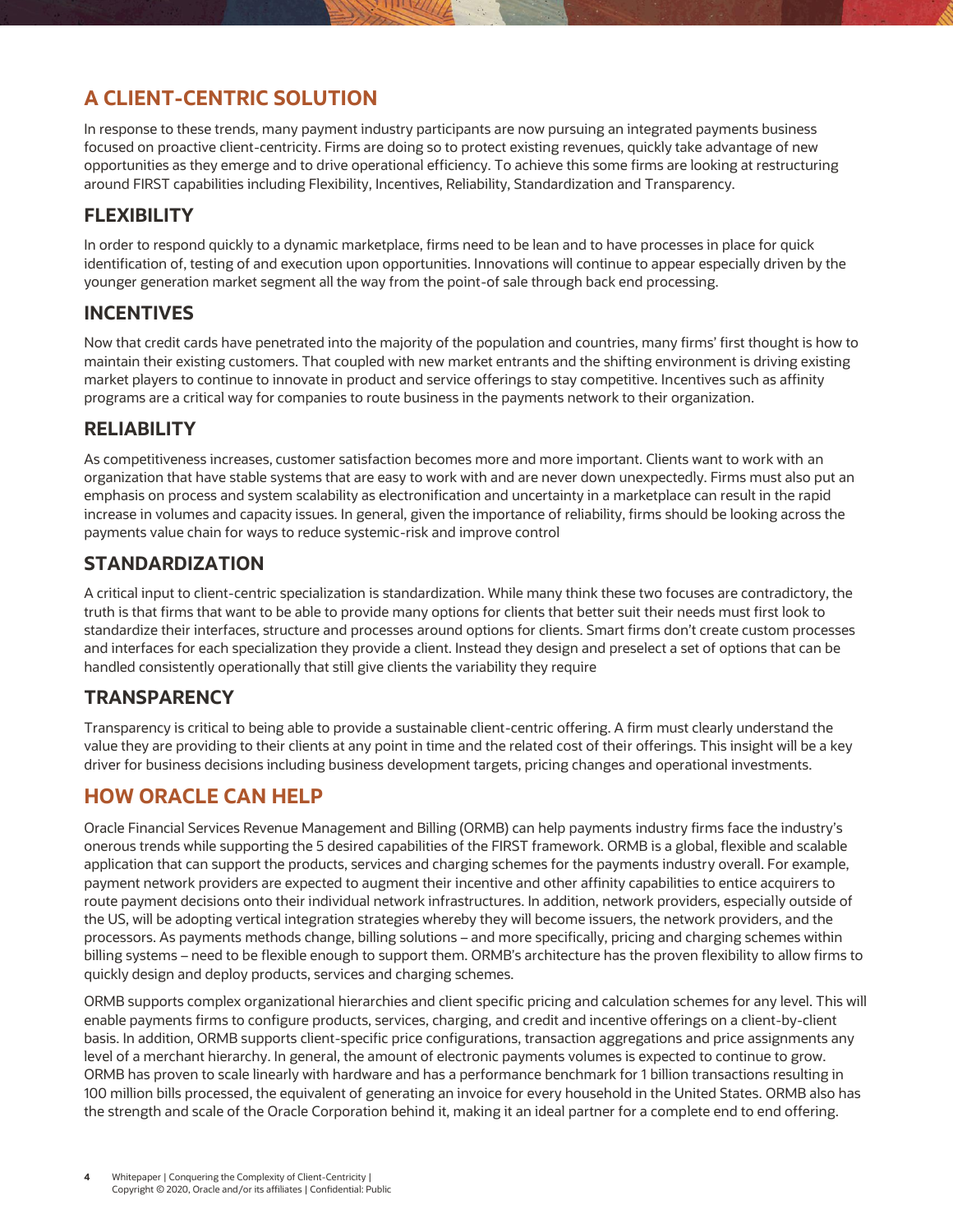## A CLIENT-CENTRIC SOLUTION

In response to these trends, many payment industry participants are now pursuing an integrated payments business focused on proactive client-centricity. Firms are doing so to protect existing revenues, quickly take advantage of new opportunities as they emerge and to drive operational efficiency. To achieve this some firms are looking at restructuring around FIRST capabilities including Flexibility, Incentives, Reliability, Standardization and Transparency.

### FLEXIBILITY

In order to respond quickly to a dynamic marketplace, firms need to be lean and to have processes in place for quick identification of, testing of and execution upon opportunities. Innovations will continue to appear especially driven by the younger generation market segment all the way from the point-of sale through back end processing.

### INCENTIVES

Now that credit cards have penetrated into the majority of the population and countries, many firms' first thought is how to maintain their existing customers. That coupled with new market entrants and the shifting environment is driving existing market players to continue to innovate in product and service offerings to stay competitive. Incentives such as affinity programs are a critical way for companies to route business in the payments network to their organization.

### RELIABILITY

As competitiveness increases, customer satisfaction becomes more and more important. Clients want to work with an organization that have stable systems that are easy to work with and are never down unexpectedly. Firms must also put an emphasis on process and system scalability as electronification and uncertainty in a marketplace can result in the rapid increase in volumes and capacity issues. In general, given the importance of reliability, firms should be looking across the payments value chain for ways to reduce systemic-risk and improve control

### STANDARDIZATION

A critical input to client-centric specialization is standardization. While many think these two focuses are contradictory, the truth is that firms that want to be able to provide many options for clients that better suit their needs must first look to standardize their interfaces, structure and processes around options for clients. Smart firms don't create custom processes and interfaces for each specialization they provide a client. Instead they design and preselect a set of options that can be handled consistently operationally that still give clients the variability they require

### TRANSPARENCY

Transparency is critical to being able to provide a sustainable client-centric offering. A firm must clearly understand the value they are providing to their clients at any point in time and the related cost of their offerings. This insight will be a key driver for business decisions including business development targets, pricing changes and operational investments.

## HOW ORACLE CAN HELP

Oracle Financial Services Revenue Management and Billing (ORMB) can help payments industry firms face the industry's onerous trends while supporting the 5 desired capabilities of the FIRST framework. ORMB is a global, flexible and scalable application that can support the products, services and charging schemes for the payments industry overall. For example, payment network providers are expected to augment their incentive and other affinity capabilities to entice acquirers to route payment decisions onto their individual network infrastructures. In addition, network providers, especially outside of the US, will be adopting vertical integration strategies whereby they will become issuers, the network providers, and the processors. As payments methods change, billing solutions – and more specifically, pricing and charging schemes within billing systems – need to be flexible enough to support them. ORMB's architecture has the proven flexibility to allow firms to quickly design and deploy products, services and charging schemes.

ORMB supports complex organizational hierarchies and client specific pricing and calculation schemes for any level. This will enable payments firms to configure products, services, charging, and credit and incentive offerings on a client-by-client basis. In addition, ORMB supports client-specific price configurations, transaction aggregations and price assignments any level of a merchant hierarchy. In general, the amount of electronic payments volumes is expected to continue to grow. ORMB has proven to scale linearly with hardware and has a performance benchmark for 1 billion transactions resulting in 100 million bills processed, the equivalent of generating an invoice for every household in the United States. ORMB also has the strength and scale of the Oracle Corporation behind it, making it an ideal partner for a complete end to end offering.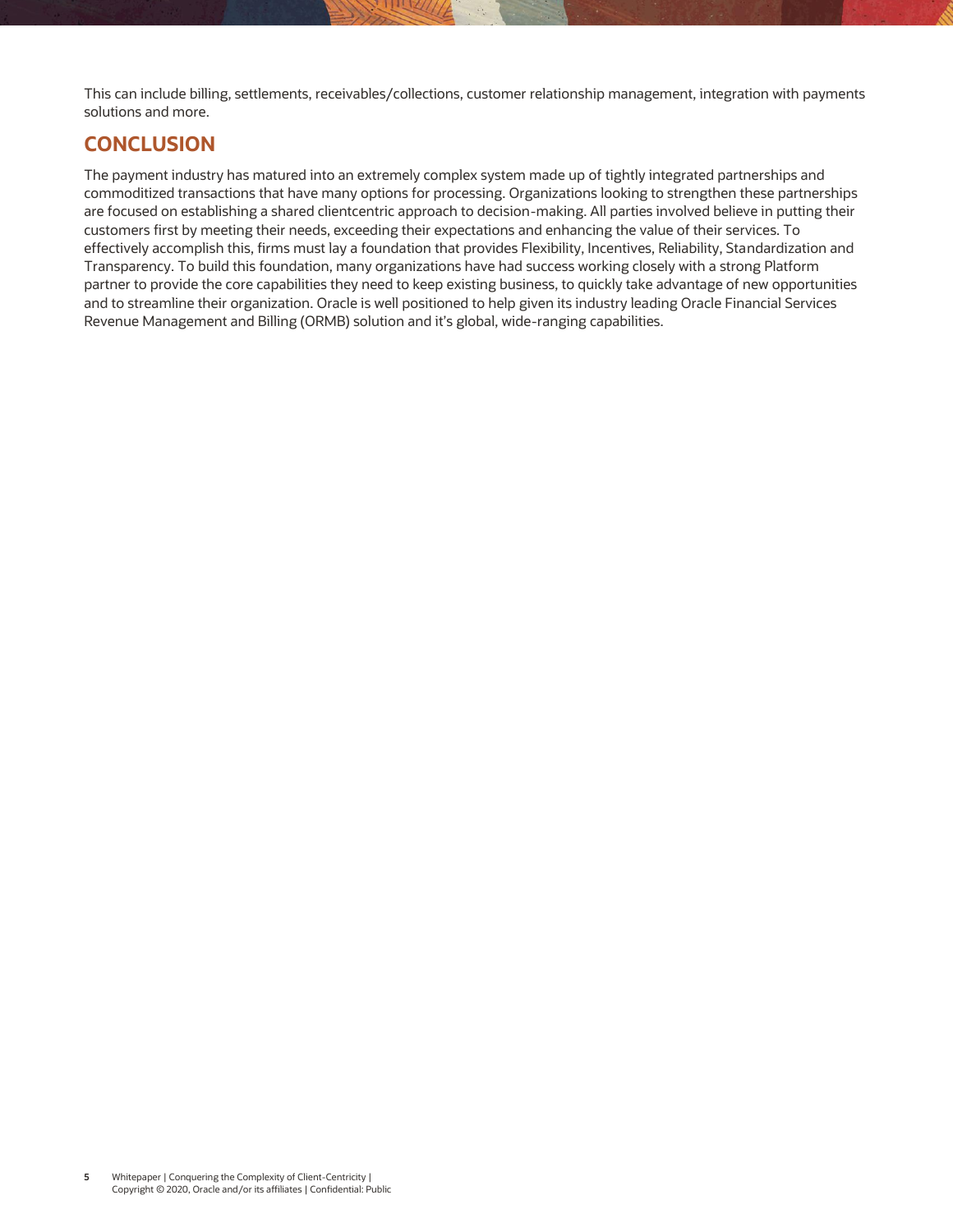This can include billing, settlements, receivables/collections, customer relationship management, integration with payments solutions and more.

## CONCLUSION

The payment industry has matured into an extremely complex system made up of tightly integrated partnerships and commoditized transactions that have many options for processing. Organizations looking to strengthen these partnerships are focused on establishing a shared clientcentric approach to decision-making. All parties involved believe in putting their customers first by meeting their needs, exceeding their expectations and enhancing the value of their services. To effectively accomplish this, firms must lay a foundation that provides Flexibility, Incentives, Reliability, Standardization and Transparency. To build this foundation, many organizations have had success working closely with a strong Platform partner to provide the core capabilities they need to keep existing business, to quickly take advantage of new opportunities and to streamline their organization. Oracle is well positioned to help given its industry leading Oracle Financial Services Revenue Management and Billing (ORMB) solution and it's global, wide-ranging capabilities.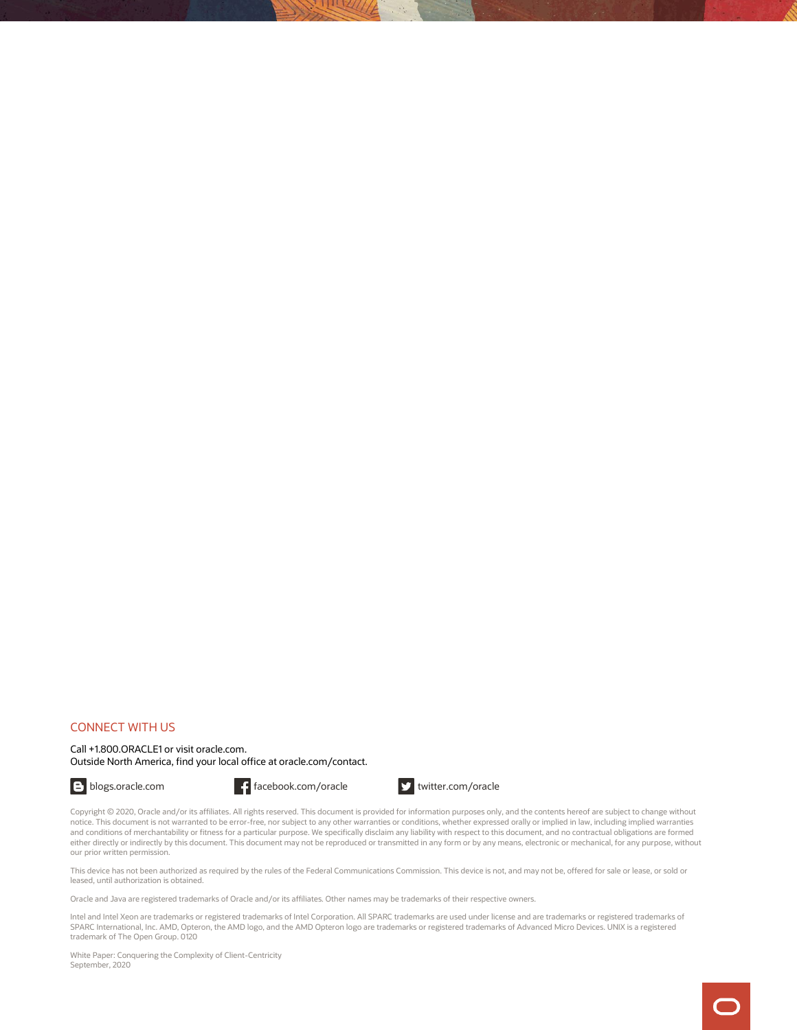## CONNECT WITH US

Call +1.800.ORACLE1 or visit oracle.com.
Outside North America, find your local office at oracle.com/contact.

blogs.oracle.com

facebook.com/oracle

twitter.com/oracle

Copyright © 2020, Oracle and/or its affiliates. All rights reserved. This document is provided for information purposes only, and the contents hereof are subject to change without notice. This document is not warranted to be error-free, nor subject to any other warranties or conditions, whether expressed orally or implied in law, including implied warranties and conditions of merchantability or fitness for a particular purpose. We specifically disclaim any liability with respect to this document, and no contractual obligations are formed either directly or indirectly by this document. This document may not be reproduced or transmitted in any form or by any means, electronic or mechanical, for any purpose, without our prior written permission.

This device has not been authorized as required by the rules of the Federal Communications Commission. This device is not, and may not be, offered for sale or lease, or sold or leased, until authorization is obtained.

Oracle and Java are registered trademarks of Oracle and/or its affiliates. Other names may be trademarks of their respective owners.

Intel and Intel Xeon are trademarks or registered trademarks of Intel Corporation. All SPARC trademarks are used under license and are trademarks or registered trademarks of SPARC International, Inc. AMD, Opteron, the AMD logo, and the AMD Opteron logo are trademarks or registered trademarks of Advanced Micro Devices. UNIX is a registered trademark of The Open Group. 0120

White Paper: Conquering the Complexity of Client-Centricity
September, 2020